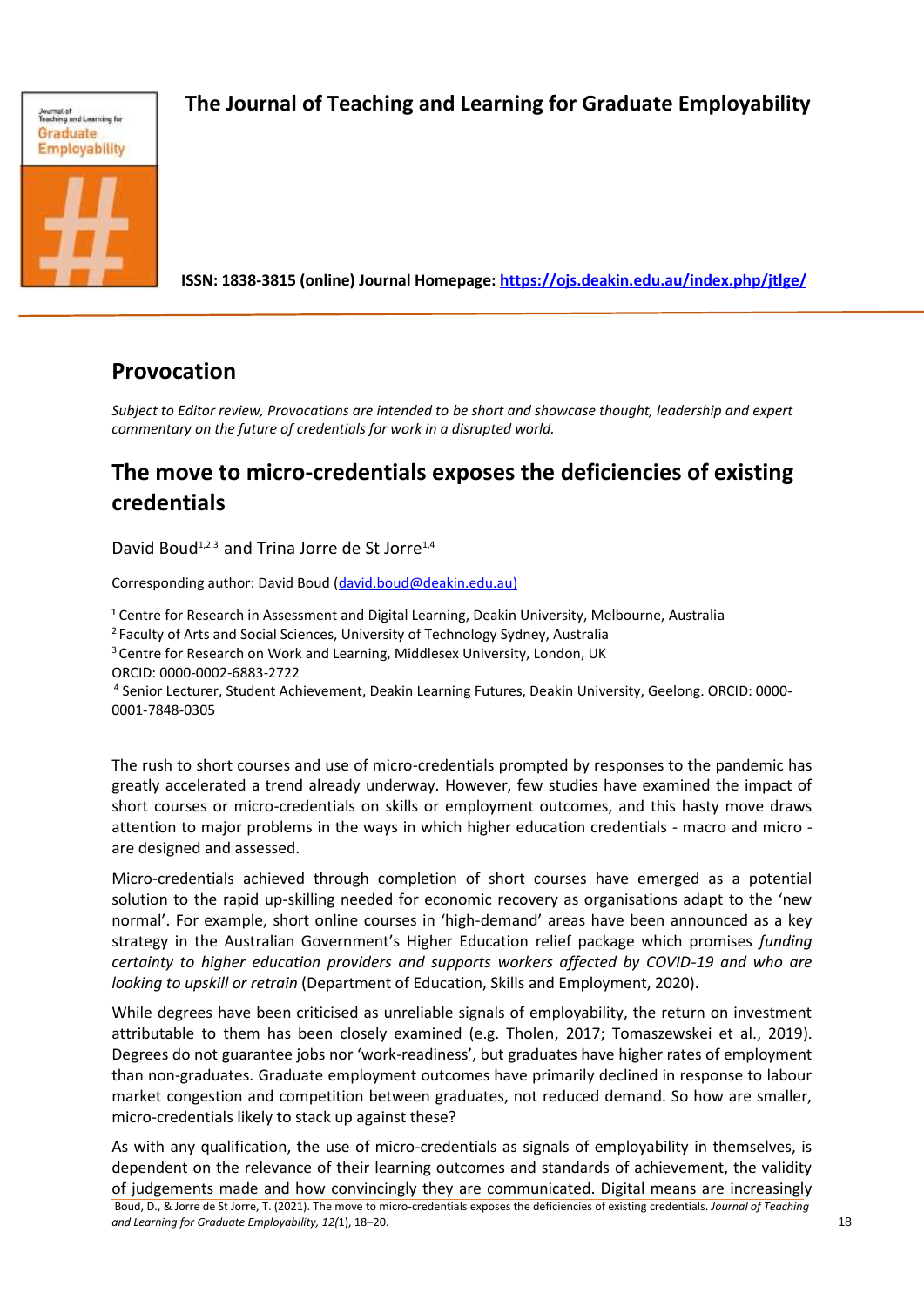# The Journal of Teaching and Learning for Graduate Employability

**ISSN: 1838-3815 (online) Journal Homepage: https://ojs.deakin.edu.au/index.php/jtlge/**

## Provocation

*Subject to Editor review, Provocations are intended to be short and showcase thought, leadership and expert commentary on the future of credentials for work in a disrupted world.*

## The move to micro-credentials exposes the deficiencies of existing credentials

David Boud[1,2,3] and Trina Jorre de St Jorre[1,4]

Corresponding author: David Boud (david.boud@deakin.edu.au)

[1] Centre for Research in Assessment and Digital Learning, Deakin University, Melbourne, Australia
[2] Faculty of Arts and Social Sciences, University of Technology Sydney, Australia
[3] Centre for Research on Work and Learning, Middlesex University, London, UK
ORCID: 0000-0002-6883-2722
[4] Senior Lecturer, Student Achievement, Deakin Learning Futures, Deakin University, Geelong. ORCID: 0000-0001-7848-0305

The rush to short courses and use of micro-credentials prompted by responses to the pandemic has greatly accelerated a trend already underway. However, few studies have examined the impact of short courses or micro-credentials on skills or employment outcomes, and this hasty move draws attention to major problems in the ways in which higher education credentials - macro and micro - are designed and assessed.

Micro-credentials achieved through completion of short courses have emerged as a potential solution to the rapid up-skilling needed for economic recovery as organisations adapt to the 'new normal'. For example, short online courses in 'high-demand' areas have been announced as a key strategy in the Australian Government's Higher Education relief package which promises *funding certainty to higher education providers and supports workers affected by COVID-19 and who are looking to upskill or retrain* (Department of Education, Skills and Employment, 2020).

While degrees have been criticised as unreliable signals of employability, the return on investment attributable to them has been closely examined (e.g. Tholen, 2017; Tomaszewskei et al., 2019). Degrees do not guarantee jobs nor 'work-readiness', but graduates have higher rates of employment than non-graduates. Graduate employment outcomes have primarily declined in response to labour market congestion and competition between graduates, not reduced demand. So how are smaller, micro-credentials likely to stack up against these?

As with any qualification, the use of micro-credentials as signals of employability in themselves, is dependent on the relevance of their learning outcomes and standards of achievement, the validity of judgements made and how convincingly they are communicated. Digital means are increasingly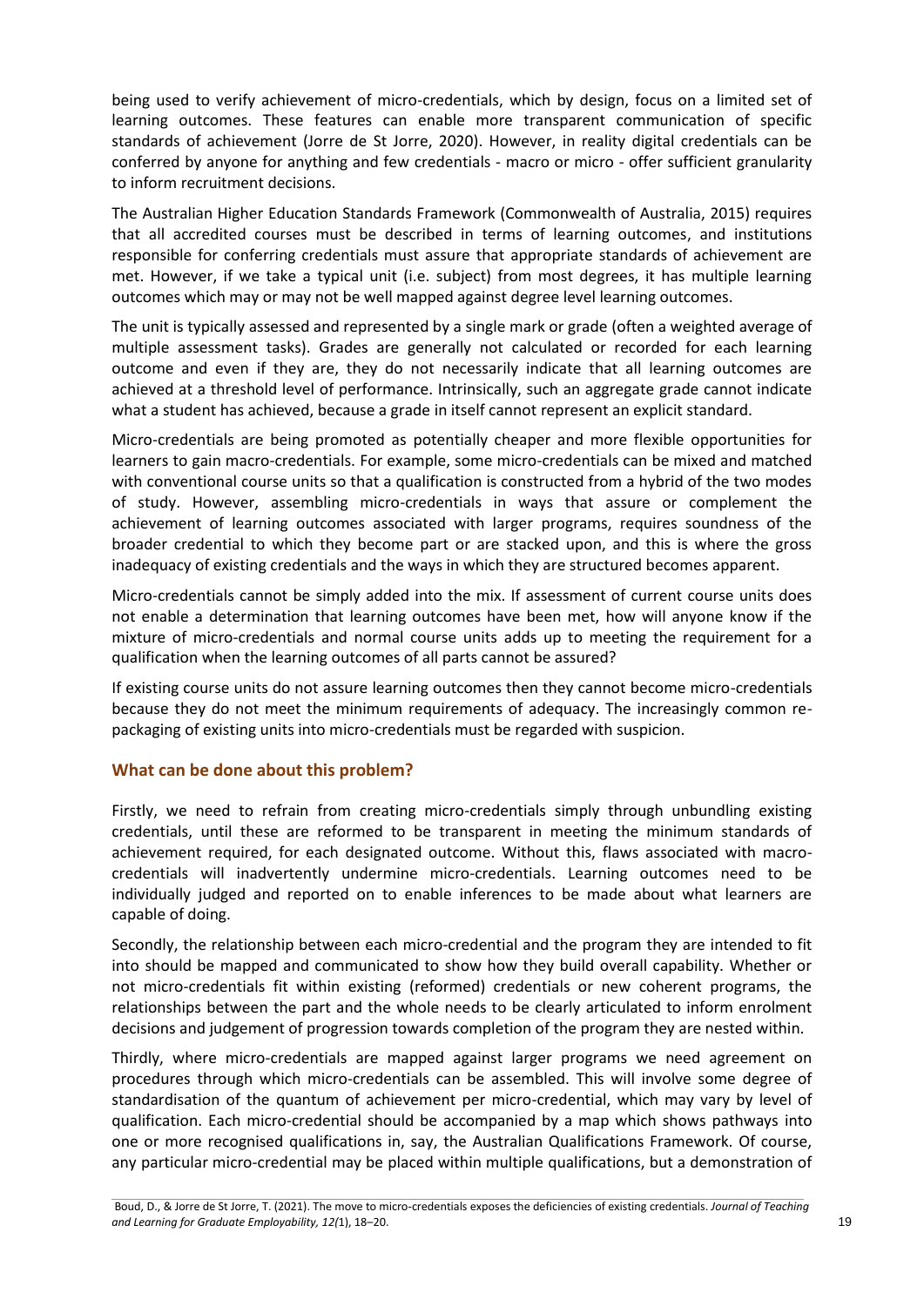being used to verify achievement of micro-credentials, which by design, focus on a limited set of learning outcomes. These features can enable more transparent communication of specific standards of achievement (Jorre de St Jorre, 2020). However, in reality digital credentials can be conferred by anyone for anything and few credentials - macro or micro - offer sufficient granularity to inform recruitment decisions.

The Australian Higher Education Standards Framework (Commonwealth of Australia, 2015) requires that all accredited courses must be described in terms of learning outcomes, and institutions responsible for conferring credentials must assure that appropriate standards of achievement are met. However, if we take a typical unit (i.e. subject) from most degrees, it has multiple learning outcomes which may or may not be well mapped against degree level learning outcomes.

The unit is typically assessed and represented by a single mark or grade (often a weighted average of multiple assessment tasks). Grades are generally not calculated or recorded for each learning outcome and even if they are, they do not necessarily indicate that all learning outcomes are achieved at a threshold level of performance. Intrinsically, such an aggregate grade cannot indicate what a student has achieved, because a grade in itself cannot represent an explicit standard.

Micro-credentials are being promoted as potentially cheaper and more flexible opportunities for learners to gain macro-credentials. For example, some micro-credentials can be mixed and matched with conventional course units so that a qualification is constructed from a hybrid of the two modes of study. However, assembling micro-credentials in ways that assure or complement the achievement of learning outcomes associated with larger programs, requires soundness of the broader credential to which they become part or are stacked upon, and this is where the gross inadequacy of existing credentials and the ways in which they are structured becomes apparent.

Micro-credentials cannot be simply added into the mix. If assessment of current course units does not enable a determination that learning outcomes have been met, how will anyone know if the mixture of micro-credentials and normal course units adds up to meeting the requirement for a qualification when the learning outcomes of all parts cannot be assured?

If existing course units do not assure learning outcomes then they cannot become micro-credentials because they do not meet the minimum requirements of adequacy. The increasingly common re-packaging of existing units into micro-credentials must be regarded with suspicion.

## What can be done about this problem?

Firstly, we need to refrain from creating micro-credentials simply through unbundling existing credentials, until these are reformed to be transparent in meeting the minimum standards of achievement required, for each designated outcome. Without this, flaws associated with macro-credentials will inadvertently undermine micro-credentials. Learning outcomes need to be individually judged and reported on to enable inferences to be made about what learners are capable of doing.

Secondly, the relationship between each micro-credential and the program they are intended to fit into should be mapped and communicated to show how they build overall capability. Whether or not micro-credentials fit within existing (reformed) credentials or new coherent programs, the relationships between the part and the whole needs to be clearly articulated to inform enrolment decisions and judgement of progression towards completion of the program they are nested within.

Thirdly, where micro-credentials are mapped against larger programs we need agreement on procedures through which micro-credentials can be assembled. This will involve some degree of standardisation of the quantum of achievement per micro-credential, which may vary by level of qualification. Each micro-credential should be accompanied by a map which shows pathways into one or more recognised qualifications in, say, the Australian Qualifications Framework. Of course, any particular micro-credential may be placed within multiple qualifications, but a demonstration of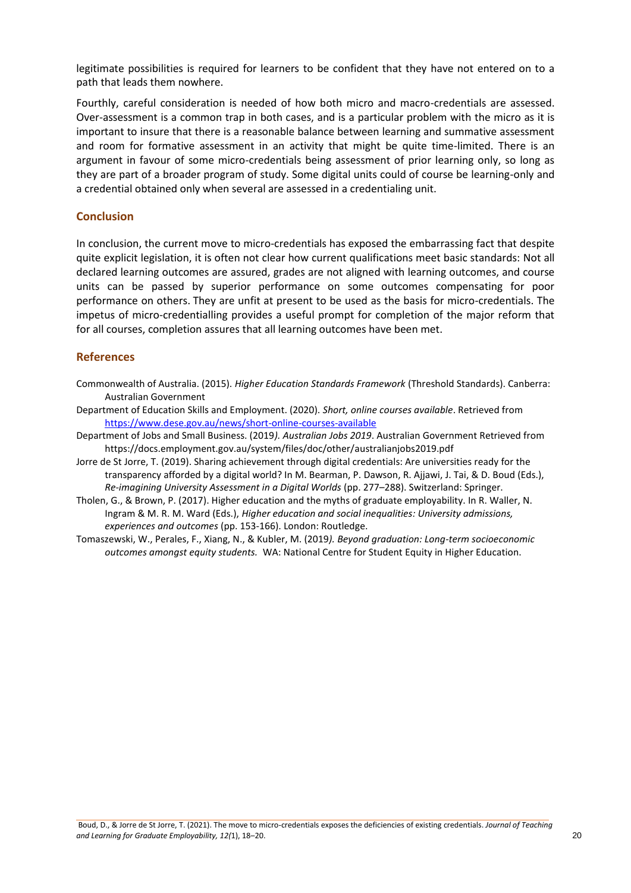legitimate possibilities is required for learners to be confident that they have not entered on to a path that leads them nowhere.

Fourthly, careful consideration is needed of how both micro and macro-credentials are assessed. Over-assessment is a common trap in both cases, and is a particular problem with the micro as it is important to insure that there is a reasonable balance between learning and summative assessment and room for formative assessment in an activity that might be quite time-limited. There is an argument in favour of some micro-credentials being assessment of prior learning only, so long as they are part of a broader program of study. Some digital units could of course be learning-only and a credential obtained only when several are assessed in a credentialing unit.

## Conclusion

In conclusion, the current move to micro-credentials has exposed the embarrassing fact that despite quite explicit legislation, it is often not clear how current qualifications meet basic standards: Not all declared learning outcomes are assured, grades are not aligned with learning outcomes, and course units can be passed by superior performance on some outcomes compensating for poor performance on others. They are unfit at present to be used as the basis for micro-credentials. The impetus of micro-credentialling provides a useful prompt for completion of the major reform that for all courses, completion assures that all learning outcomes have been met.

## References

Commonwealth of Australia. (2015). *Higher Education Standards Framework* (Threshold Standards). Canberra: Australian Government

Department of Education Skills and Employment. (2020). *Short, online courses available*. Retrieved from https://www.dese.gov.au/news/short-online-courses-available

Department of Jobs and Small Business. (2019*). Australian Jobs 2019*. Australian Government Retrieved from https://docs.employment.gov.au/system/files/doc/other/australianjobs2019.pdf

Jorre de St Jorre, T. (2019). Sharing achievement through digital credentials: Are universities ready for the transparency afforded by a digital world? In M. Bearman, P. Dawson, R. Ajjawi, J. Tai, & D. Boud (Eds.), *Re-imagining University Assessment in a Digital Worlds* (pp. 277–288). Switzerland: Springer.

Tholen, G., & Brown, P. (2017). Higher education and the myths of graduate employability. In R. Waller, N. Ingram & M. R. M. Ward (Eds.), *Higher education and social inequalities: University admissions, experiences and outcomes* (pp. 153-166). London: Routledge.

Tomaszewski, W., Perales, F., Xiang, N., & Kubler, M. (2019*). Beyond graduation: Long-term socioeconomic outcomes amongst equity students.* WA: National Centre for Student Equity in Higher Education.